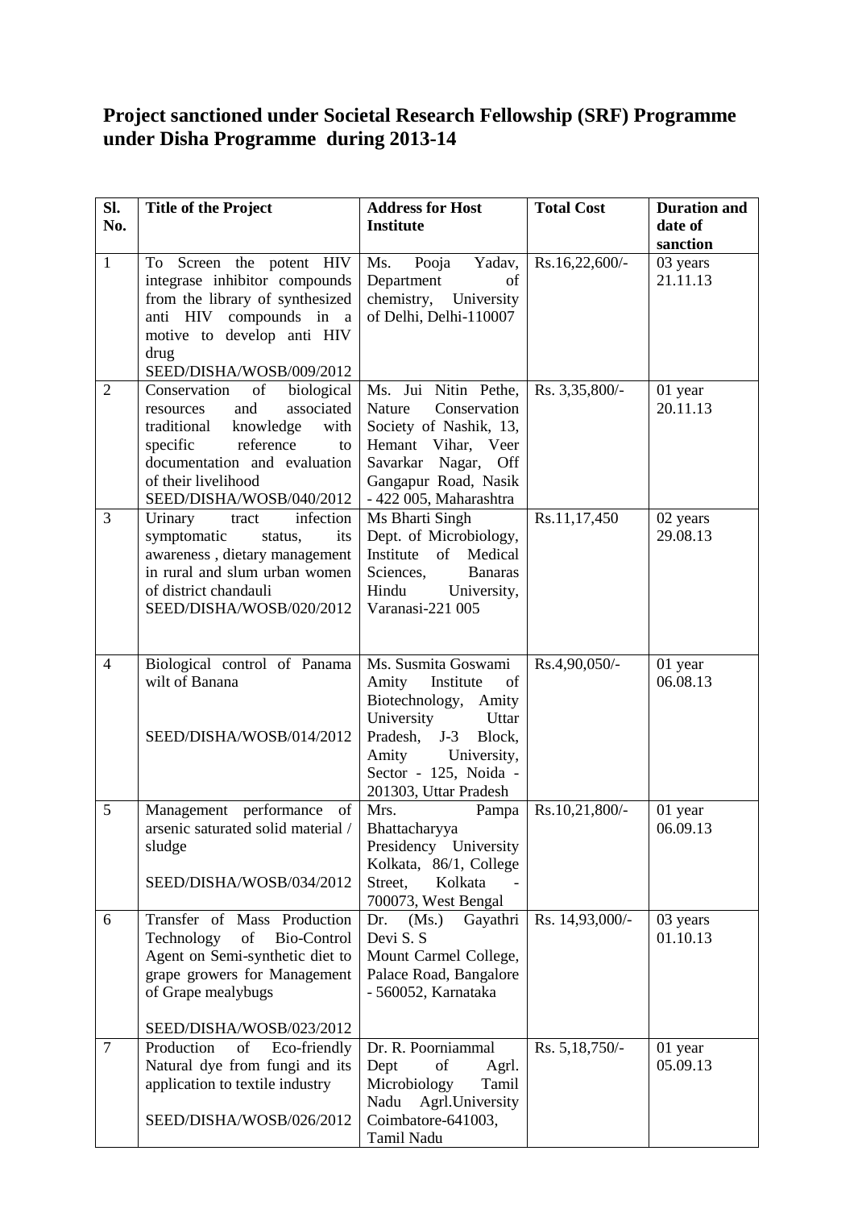## Project sanctioned under Societal Research Fellowship (SRF) Programme under Disha Programme during 2013-14

| Sl. No. | Title of the Project | Address for Host Institute | Total Cost | Duration and date of sanction |
|---|---|---|---|---|
| 1 | To Screen the potent HIV integrase inhibitor compounds from the library of synthesized anti HIV compounds in a motive to develop anti HIV drug SEED/DISHA/WOSB/009/2012 | Ms. Pooja Yadav, Department of chemistry, University of Delhi, Delhi-110007 | Rs.16,22,600/- | 03 years 21.11.13 |
| 2 | Conservation of biological resources and associated traditional knowledge with specific reference to documentation and evaluation of their livelihood SEED/DISHA/WOSB/040/2012 | Ms. Jui Nitin Pethe, Nature Conservation Society of Nashik, 13, Hemant Vihar, Veer Savarkar Nagar, Off Gangapur Road, Nasik - 422 005, Maharashtra | Rs. 3,35,800/- | 01 year 20.11.13 |
| 3 | Urinary tract infection symptomatic status, its awareness , dietary management in rural and slum urban women of district chandauli SEED/DISHA/WOSB/020/2012 | Ms Bharti Singh Dept. of Microbiology, Institute of Medical Sciences, Banaras Hindu University, Varanasi-221 005 | Rs.11,17,450 | 02 years 29.08.13 |
| 4 | Biological control of Panama wilt of Banana SEED/DISHA/WOSB/014/2012 | Ms. Susmita Goswami Amity Institute of Biotechnology, Amity University Uttar Pradesh, J-3 Block, Amity University, Sector - 125, Noida - 201303, Uttar Pradesh | Rs.4,90,050/- | 01 year 06.08.13 |
| 5 | Management performance of arsenic saturated solid material / sludge SEED/DISHA/WOSB/034/2012 | Mrs. Pampa Bhattacharyya Presidency University Kolkata, 86/1, College Street, Kolkata - 700073, West Bengal | Rs.10,21,800/- | 01 year 06.09.13 |
| 6 | Transfer of Mass Production Technology of Bio-Control Agent on Semi-synthetic diet to grape growers for Management of Grape mealybugs SEED/DISHA/WOSB/023/2012 | Dr. (Ms.) Gayathri Devi S. S Mount Carmel College, Palace Road, Bangalore - 560052, Karnataka | Rs. 14,93,000/- | 03 years 01.10.13 |
| 7 | Production of Eco-friendly Natural dye from fungi and its application to textile industry SEED/DISHA/WOSB/026/2012 | Dr. R. Poorniammal Dept of Agrl. Microbiology Tamil Nadu Agrl.University Coimbatore-641003, Tamil Nadu | Rs. 5,18,750/- | 01 year 05.09.13 |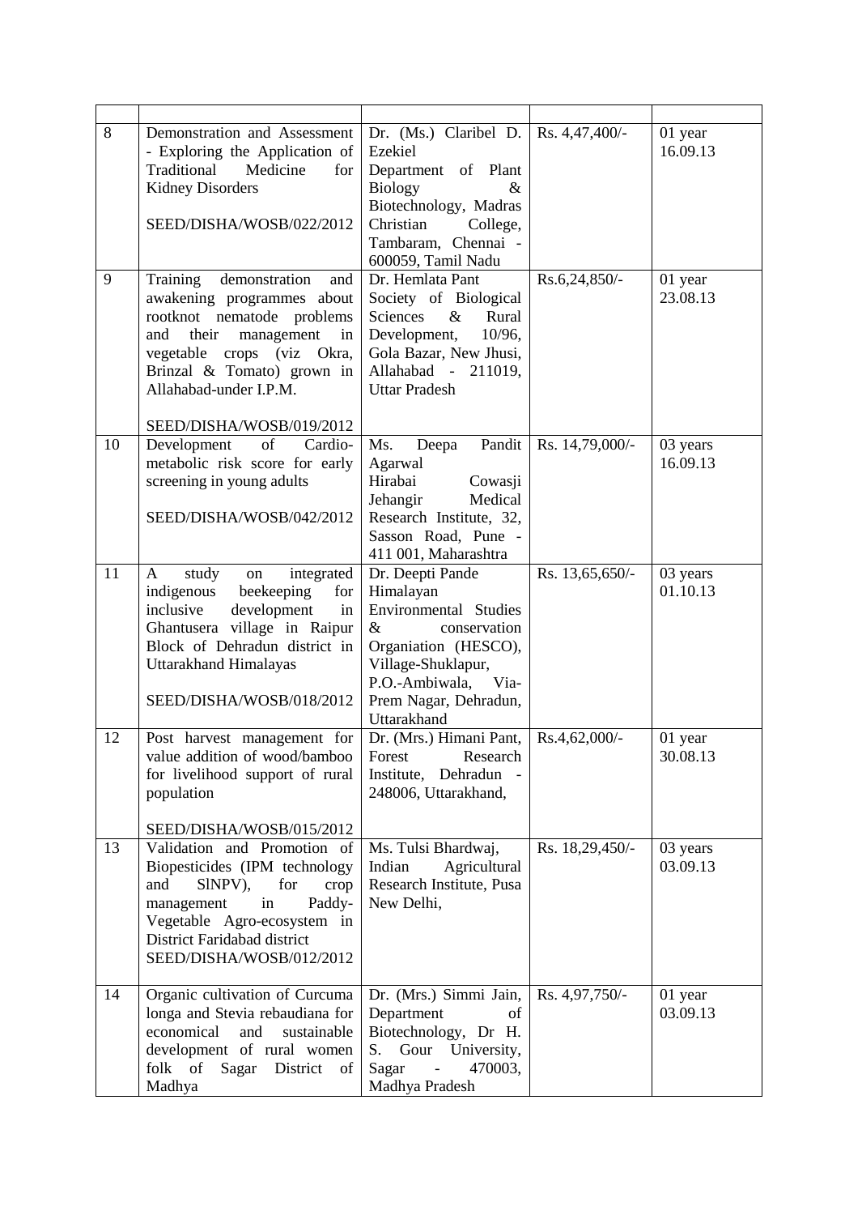| | | | | |
|---|---|---|---|---|
| 8 | Demonstration and Assessment - Exploring the Application of Traditional Medicine for Kidney Disorders<br><br>SEED/DISHA/WOSB/022/2012 | Dr. (Ms.) Claribel D. Ezekiel<br>Department of Plant Biology & Biotechnology, Madras Christian College, Tambaram, Chennai - 600059, Tamil Nadu | Rs. 4,47,400/- | 01 year<br>16.09.13 |
| 9 | Training demonstration and awakening programmes about rootknot nematode problems and their management in vegetable crops (viz Okra, Brinzal & Tomato) grown in Allahabad-under I.P.M.<br><br>SEED/DISHA/WOSB/019/2012 | Dr. Hemlata Pant<br>Society of Biological Sciences & Rural Development, 10/96, Gola Bazar, New Jhusi, Allahabad - 211019, Uttar Pradesh | Rs.6,24,850/- | 01 year<br>23.08.13 |
| 10 | Development of Cardio-metabolic risk score for early screening in young adults<br><br>SEED/DISHA/WOSB/042/2012 | Ms. Deepa Pandit Agarwal<br>Hirabai Cowasji Jehangir Medical Research Institute, 32, Sasson Road, Pune - 411 001, Maharashtra | Rs. 14,79,000/- | 03 years<br>16.09.13 |
| 11 | A study on integrated indigenous beekeeping for inclusive development in Ghantusera village in Raipur Block of Dehradun district in Uttarakhand Himalayas<br><br>SEED/DISHA/WOSB/018/2012 | Dr. Deepti Pande<br>Himalayan Environmental Studies & conservation Organiation (HESCO), Village-Shuklapur, P.O.-Ambiwala, Via-Prem Nagar, Dehradun, Uttarakhand | Rs. 13,65,650/- | 03 years<br>01.10.13 |
| 12 | Post harvest management for value addition of wood/bamboo for livelihood support of rural population<br><br>SEED/DISHA/WOSB/015/2012 | Dr. (Mrs.) Himani Pant, Forest Research Institute, Dehradun - 248006, Uttarakhand, | Rs.4,62,000/- | 01 year<br>30.08.13 |
| 13 | Validation and Promotion of Biopesticides (IPM technology and SlNPV), for crop management in Paddy-Vegetable Agro-ecosystem in District Faridabad district<br>SEED/DISHA/WOSB/012/2012 | Ms. Tulsi Bhardwaj,<br>Indian Agricultural Research Institute, Pusa New Delhi, | Rs. 18,29,450/- | 03 years<br>03.09.13 |
| 14 | Organic cultivation of Curcuma longa and Stevia rebaudiana for economical and sustainable development of rural women folk of Sagar District of Madhya | Dr. (Mrs.) Simmi Jain, Department of Biotechnology, Dr H. S. Gour University, Sagar - 470003, Madhya Pradesh | Rs. 4,97,750/- | 01 year<br>03.09.13 |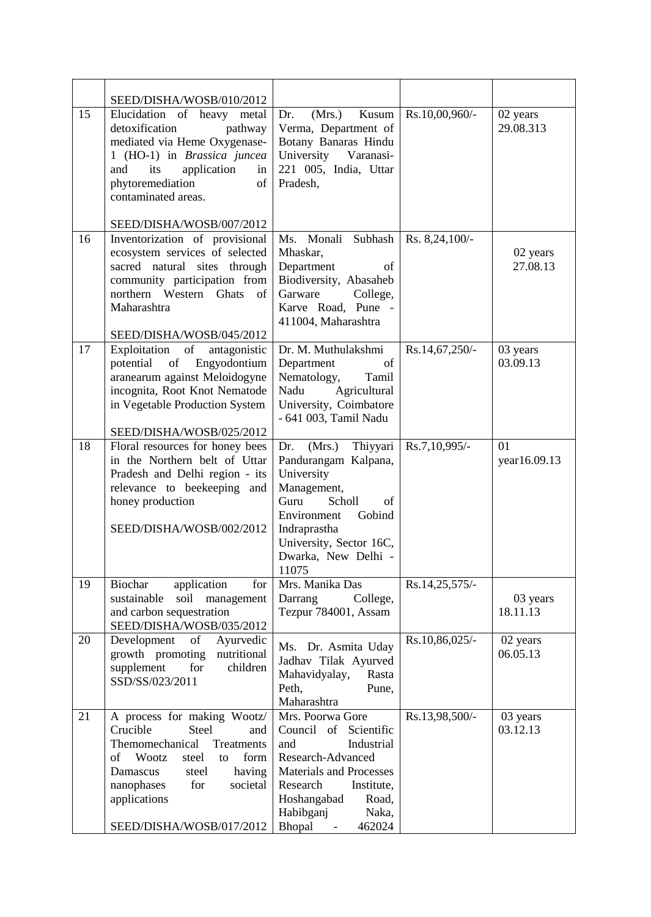| | | | | |
|---|---|---|---|---|
| | SEED/DISHA/WOSB/010/2012 | | | |
| 15 | Elucidation of heavy metal detoxification pathway mediated via Heme Oxygenase-1 (HO-1) in *Brassica juncea* and its application in phytoremediation of contaminated areas.<br><br>SEED/DISHA/WOSB/007/2012 | Dr. (Mrs.) Kusum Verma, Department of Botany Banaras Hindu University Varanasi-221 005, India, Uttar Pradesh, | Rs.10,00,960/- | 02 years 29.08.313 |
| 16 | Inventorization of provisional ecosystem services of selected sacred natural sites through community participation from northern Western Ghats of Maharashtra<br><br>SEED/DISHA/WOSB/045/2012 | Ms. Monali Subhash Mhaskar, Department of Biodiversity, Abasaheb Garware College, Karve Road, Pune - 411004, Maharashtra | Rs. 8,24,100/- | 02 years 27.08.13 |
| 17 | Exploitation of antagonistic potential of Engyodontium aranearum against Meloidogyne incognita, Root Knot Nematode in Vegetable Production System<br><br>SEED/DISHA/WOSB/025/2012 | Dr. M. Muthulakshmi Department of Nematology, Tamil Nadu Agricultural University, Coimbatore - 641 003, Tamil Nadu | Rs.14,67,250/- | 03 years 03.09.13 |
| 18 | Floral resources for honey bees in the Northern belt of Uttar Pradesh and Delhi region - its relevance to beekeeping and honey production<br><br>SEED/DISHA/WOSB/002/2012 | Dr. (Mrs.) Thiyyari Pandurangam Kalpana, University Management, Guru Scholl of Environment Gobind Indraprastha University, Sector 16C, Dwarka, New Delhi - 11075 | Rs.7,10,995/- | 01 year16.09.13 |
| 19 | Biochar application for sustainable soil management and carbon sequestration<br>SEED/DISHA/WOSB/035/2012 | Mrs. Manika Das Darrang College, Tezpur 784001, Assam | Rs.14,25,575/- | 03 years 18.11.13 |
| 20 | Development of Ayurvedic growth promoting nutritional supplement for children<br>SSD/SS/023/2011 | Ms. Dr. Asmita Uday Jadhav Tilak Ayurved Mahavidyalay, Rasta Peth, Pune, Maharashtra | Rs.10,86,025/- | 02 years 06.05.13 |
| 21 | A process for making Wootz/ Crucible Steel and Themomechanical Treatments of Wootz steel to form Damascus steel having nanophases for societal applications<br><br>SEED/DISHA/WOSB/017/2012 | Mrs. Poorwa Gore Council of Scientific and Industrial Research-Advanced Materials and Processes Research Institute, Hoshangabad Road, Habibganj Naka, Bhopal - 462024 | Rs.13,98,500/- | 03 years 03.12.13 |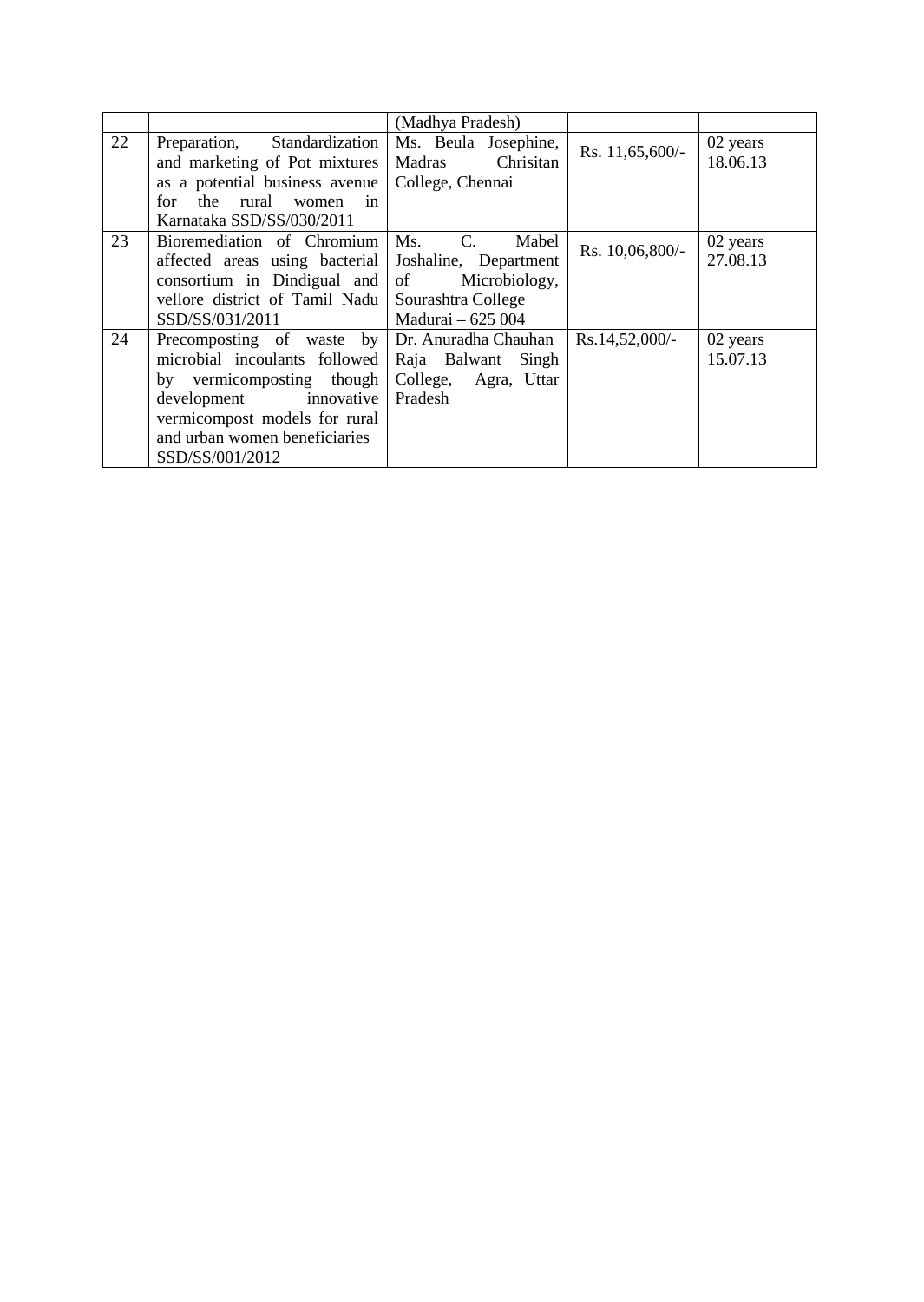| | | | | |
|---|---|---|---|---|
| | | (Madhya Pradesh) | | |
| 22 | Preparation, Standardization and marketing of Pot mixtures as a potential business avenue for the rural women in Karnataka SSD/SS/030/2011 | Ms. Beula Josephine, Madras Chrisitan College, Chennai | Rs. 11,65,600/- | 02 years 18.06.13 |
| 23 | Bioremediation of Chromium affected areas using bacterial consortium in Dindigual and vellore district of Tamil Nadu SSD/SS/031/2011 | Ms. C. Mabel Joshaline, Department of Microbiology, Sourashtra College Madurai – 625 004 | Rs. 10,06,800/- | 02 years 27.08.13 |
| 24 | Precomposting of waste by microbial incoulants followed by vermicomposting though development innovative vermicompost models for rural and urban women beneficiaries SSD/SS/001/2012 | Dr. Anuradha Chauhan Raja Balwant Singh College, Agra, Uttar Pradesh | Rs.14,52,000/- | 02 years 15.07.13 |